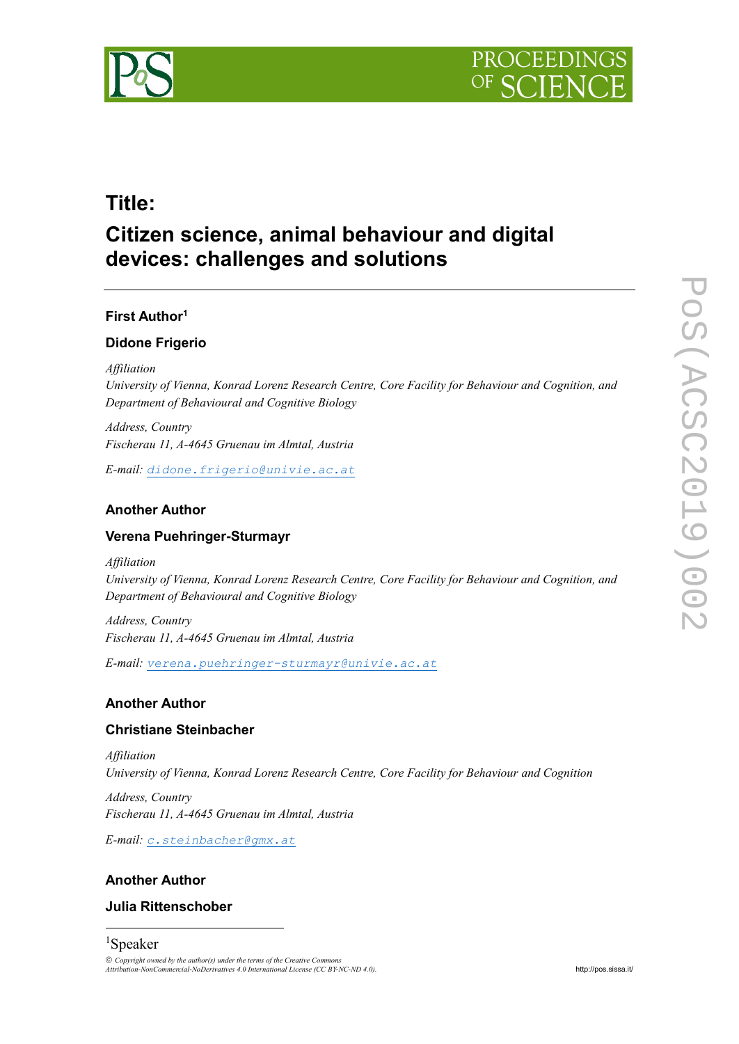# Title:

# Citizen science, animal behaviour and digital devices: challenges and solutions

### First Author[1]

### Didone Frigerio

*Affiliation*
*University of Vienna, Konrad Lorenz Research Centre, Core Facility for Behaviour and Cognition, and Department of Behavioural and Cognitive Biology*

*Address, Country*
*Fischerau 11, A-4645 Gruenau im Almtal, Austria*

*E-mail:* didone.frigerio@univie.ac.at

### Another Author

### Verena Puehringer-Sturmayr

*Affiliation*
*University of Vienna, Konrad Lorenz Research Centre, Core Facility for Behaviour and Cognition, and Department of Behavioural and Cognitive Biology*

*Address, Country*
*Fischerau 11, A-4645 Gruenau im Almtal, Austria*

*E-mail:* verena.puehringer-sturmayr@univie.ac.at

### Another Author

### Christiane Steinbacher

*Affiliation*
*University of Vienna, Konrad Lorenz Research Centre, Core Facility for Behaviour and Cognition*

*Address, Country*
*Fischerau 11, A-4645 Gruenau im Almtal, Austria*

*E-mail:* c.steinbacher@gmx.at

### Another Author

### Julia Rittenschober

[1]Speaker

© *Copyright owned by the author(s) under the terms of the Creative Commons Attribution-NonCommercial-NoDerivatives 4.0 International License (CC BY-NC-ND 4.0).*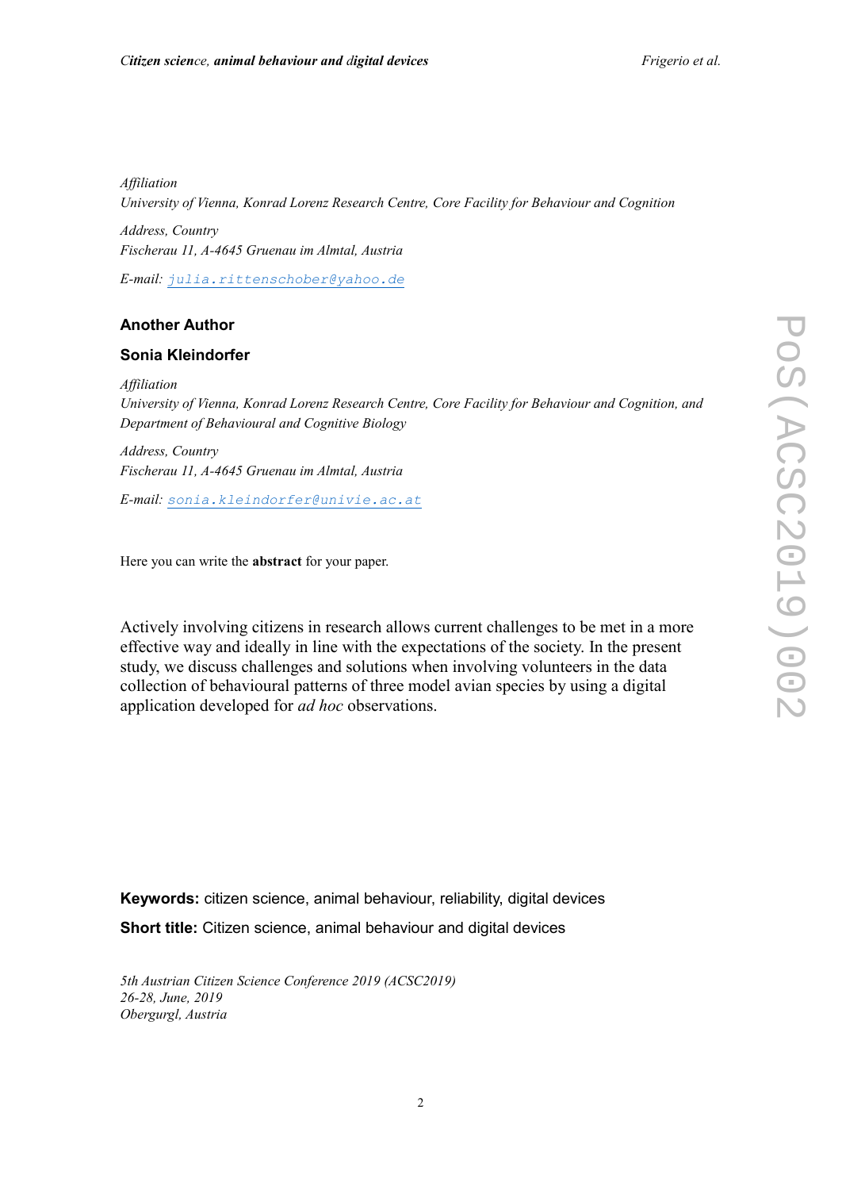*Affiliation*
*University of Vienna, Konrad Lorenz Research Centre, Core Facility for Behaviour and Cognition*

*Address, Country*
*Fischerau 11, A-4645 Gruenau im Almtal, Austria*

*E-mail:* julia.rittenschober@yahoo.de

**Another Author**

**Sonia Kleindorfer**

*Affiliation*
*University of Vienna, Konrad Lorenz Research Centre, Core Facility for Behaviour and Cognition, and Department of Behavioural and Cognitive Biology*

*Address, Country*
*Fischerau 11, A-4645 Gruenau im Almtal, Austria*

*E-mail:* sonia.kleindorfer@univie.ac.at

Here you can write the **abstract** for your paper.

Actively involving citizens in research allows current challenges to be met in a more effective way and ideally in line with the expectations of the society. In the present study, we discuss challenges and solutions when involving volunteers in the data collection of behavioural patterns of three model avian species by using a digital application developed for *ad hoc* observations.

**Keywords:** citizen science, animal behaviour, reliability, digital devices

**Short title:** Citizen science, animal behaviour and digital devices

*5th Austrian Citizen Science Conference 2019 (ACSC2019)*
*26-28, June, 2019*
*Obergurgl, Austria*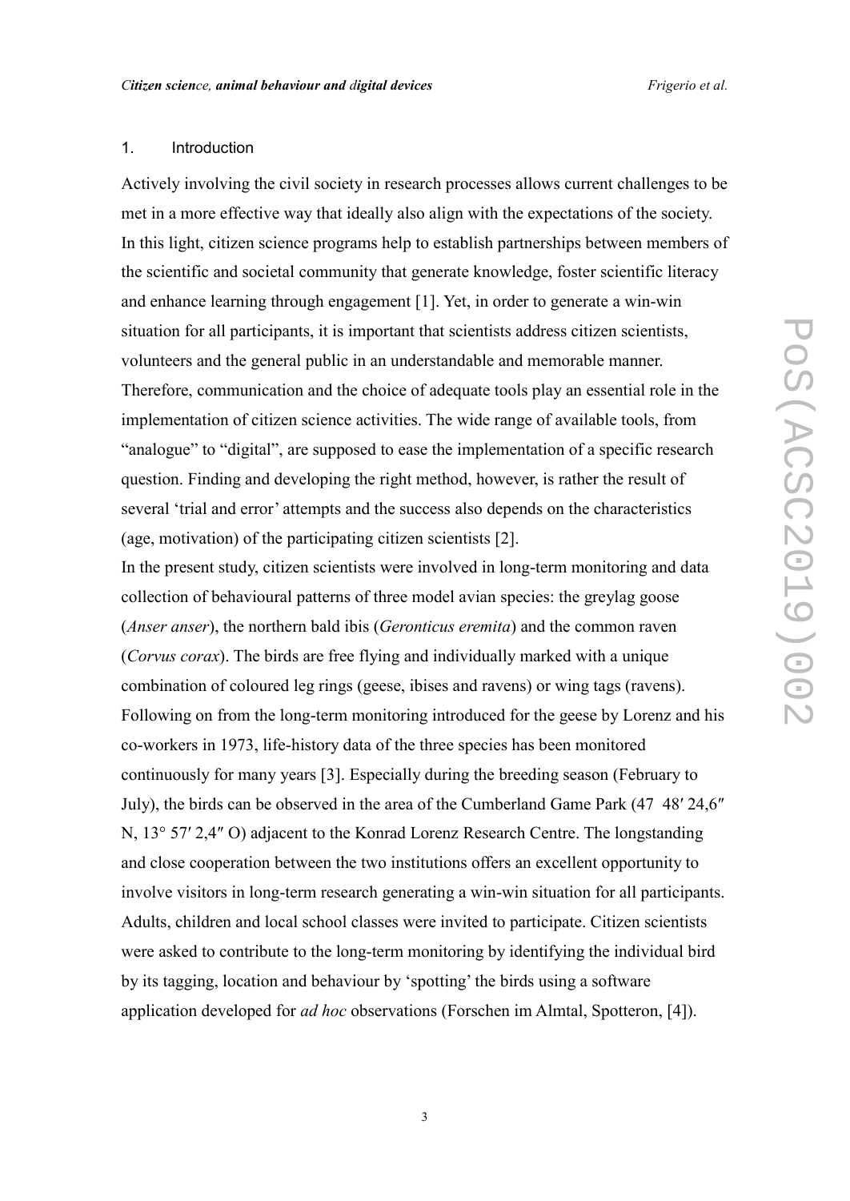## 1. Introduction

Actively involving the civil society in research processes allows current challenges to be met in a more effective way that ideally also align with the expectations of the society. In this light, citizen science programs help to establish partnerships between members of the scientific and societal community that generate knowledge, foster scientific literacy and enhance learning through engagement [1]. Yet, in order to generate a win-win situation for all participants, it is important that scientists address citizen scientists, volunteers and the general public in an understandable and memorable manner. Therefore, communication and the choice of adequate tools play an essential role in the implementation of citizen science activities. The wide range of available tools, from "analogue" to "digital", are supposed to ease the implementation of a specific research question. Finding and developing the right method, however, is rather the result of several 'trial and error' attempts and the success also depends on the characteristics (age, motivation) of the participating citizen scientists [2].

In the present study, citizen scientists were involved in long-term monitoring and data collection of behavioural patterns of three model avian species: the greylag goose (*Anser anser*), the northern bald ibis (*Geronticus eremita*) and the common raven (*Corvus corax*). The birds are free flying and individually marked with a unique combination of coloured leg rings (geese, ibises and ravens) or wing tags (ravens). Following on from the long-term monitoring introduced for the geese by Lorenz and his co-workers in 1973, life-history data of the three species has been monitored continuously for many years [3]. Especially during the breeding season (February to July), the birds can be observed in the area of the Cumberland Game Park (47 48′ 24,6″ N, 13° 57′ 2,4″ O) adjacent to the Konrad Lorenz Research Centre. The longstanding and close cooperation between the two institutions offers an excellent opportunity to involve visitors in long-term research generating a win-win situation for all participants. Adults, children and local school classes were invited to participate. Citizen scientists were asked to contribute to the long-term monitoring by identifying the individual bird by its tagging, location and behaviour by 'spotting' the birds using a software application developed for *ad hoc* observations (Forschen im Almtal, Spotteron, [4]).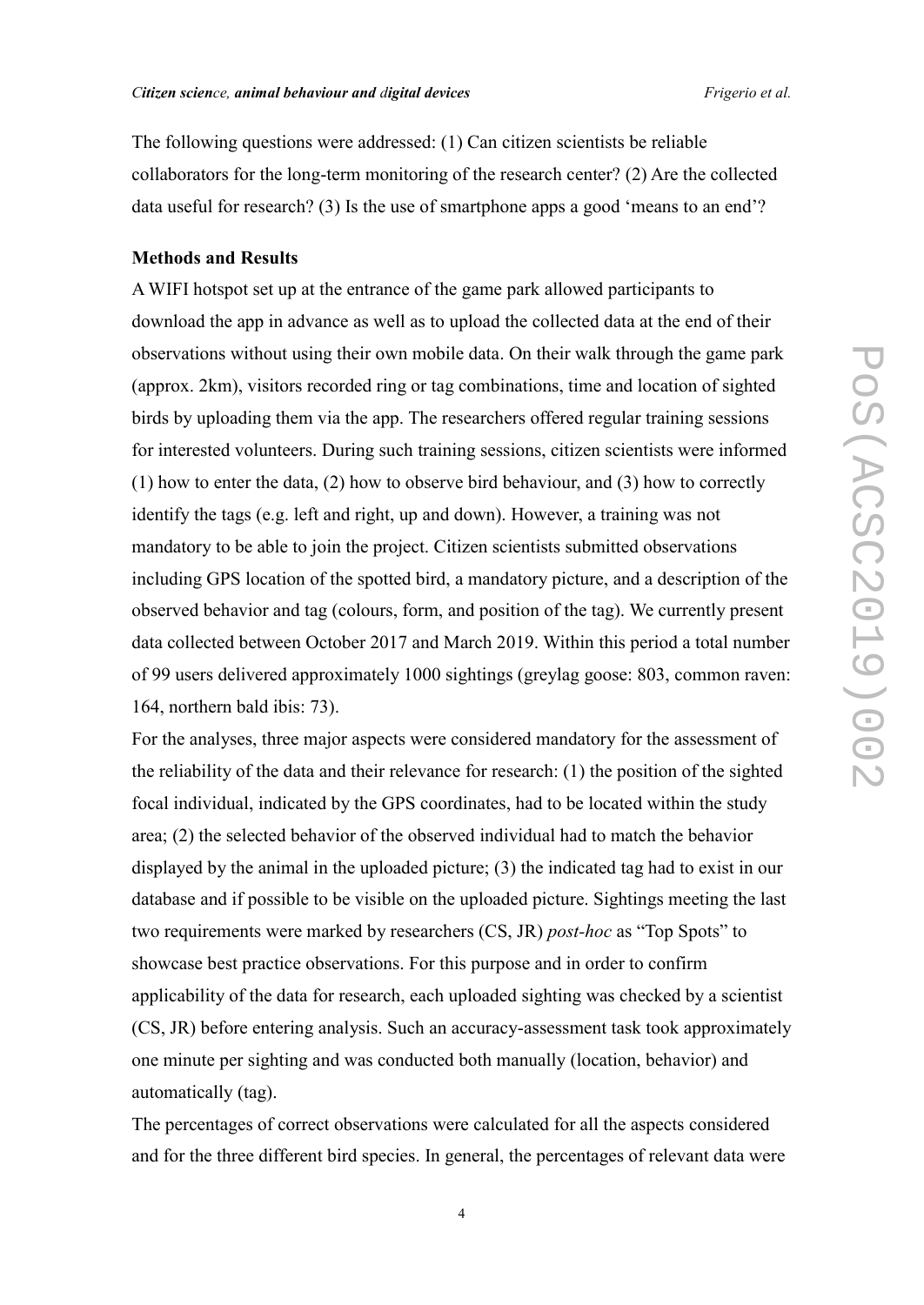The following questions were addressed: (1) Can citizen scientists be reliable collaborators for the long-term monitoring of the research center? (2) Are the collected data useful for research? (3) Is the use of smartphone apps a good 'means to an end'?

**Methods and Results**

A WIFI hotspot set up at the entrance of the game park allowed participants to download the app in advance as well as to upload the collected data at the end of their observations without using their own mobile data. On their walk through the game park (approx. 2km), visitors recorded ring or tag combinations, time and location of sighted birds by uploading them via the app. The researchers offered regular training sessions for interested volunteers. During such training sessions, citizen scientists were informed (1) how to enter the data, (2) how to observe bird behaviour, and (3) how to correctly identify the tags (e.g. left and right, up and down). However, a training was not mandatory to be able to join the project. Citizen scientists submitted observations including GPS location of the spotted bird, a mandatory picture, and a description of the observed behavior and tag (colours, form, and position of the tag). We currently present data collected between October 2017 and March 2019. Within this period a total number of 99 users delivered approximately 1000 sightings (greylag goose: 803, common raven: 164, northern bald ibis: 73).

For the analyses, three major aspects were considered mandatory for the assessment of the reliability of the data and their relevance for research: (1) the position of the sighted focal individual, indicated by the GPS coordinates, had to be located within the study area; (2) the selected behavior of the observed individual had to match the behavior displayed by the animal in the uploaded picture; (3) the indicated tag had to exist in our database and if possible to be visible on the uploaded picture. Sightings meeting the last two requirements were marked by researchers (CS, JR) *post-hoc* as "Top Spots" to showcase best practice observations. For this purpose and in order to confirm applicability of the data for research, each uploaded sighting was checked by a scientist (CS, JR) before entering analysis. Such an accuracy-assessment task took approximately one minute per sighting and was conducted both manually (location, behavior) and automatically (tag).

The percentages of correct observations were calculated for all the aspects considered and for the three different bird species. In general, the percentages of relevant data were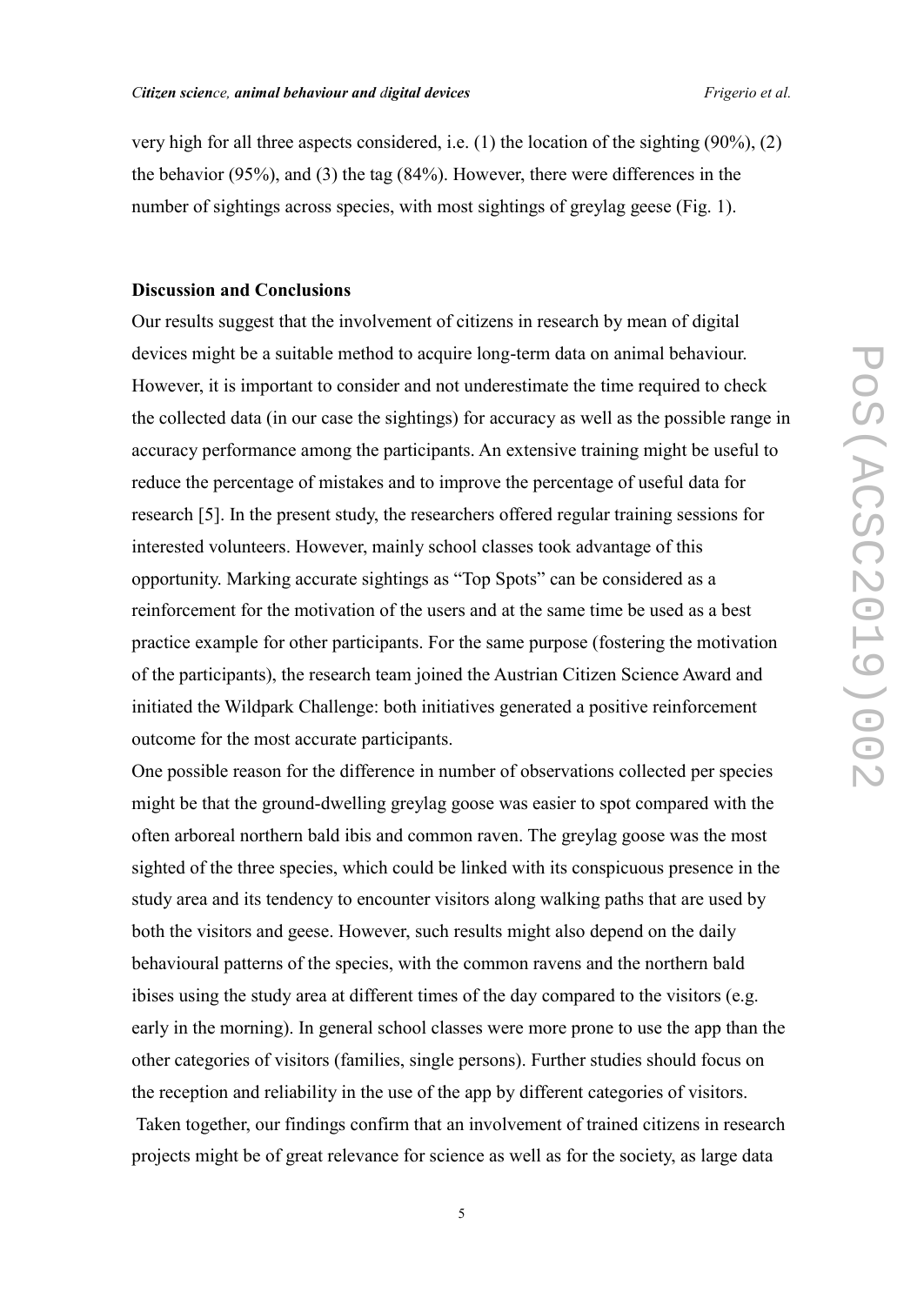very high for all three aspects considered, i.e. (1) the location of the sighting (90%), (2) the behavior (95%), and (3) the tag (84%). However, there were differences in the number of sightings across species, with most sightings of greylag geese (Fig. 1).

## Discussion and Conclusions

Our results suggest that the involvement of citizens in research by mean of digital devices might be a suitable method to acquire long-term data on animal behaviour. However, it is important to consider and not underestimate the time required to check the collected data (in our case the sightings) for accuracy as well as the possible range in accuracy performance among the participants. An extensive training might be useful to reduce the percentage of mistakes and to improve the percentage of useful data for research [5]. In the present study, the researchers offered regular training sessions for interested volunteers. However, mainly school classes took advantage of this opportunity. Marking accurate sightings as "Top Spots" can be considered as a reinforcement for the motivation of the users and at the same time be used as a best practice example for other participants. For the same purpose (fostering the motivation of the participants), the research team joined the Austrian Citizen Science Award and initiated the Wildpark Challenge: both initiatives generated a positive reinforcement outcome for the most accurate participants.

One possible reason for the difference in number of observations collected per species might be that the ground-dwelling greylag goose was easier to spot compared with the often arboreal northern bald ibis and common raven. The greylag goose was the most sighted of the three species, which could be linked with its conspicuous presence in the study area and its tendency to encounter visitors along walking paths that are used by both the visitors and geese. However, such results might also depend on the daily behavioural patterns of the species, with the common ravens and the northern bald ibises using the study area at different times of the day compared to the visitors (e.g. early in the morning). In general school classes were more prone to use the app than the other categories of visitors (families, single persons). Further studies should focus on the reception and reliability in the use of the app by different categories of visitors.

Taken together, our findings confirm that an involvement of trained citizens in research projects might be of great relevance for science as well as for the society, as large data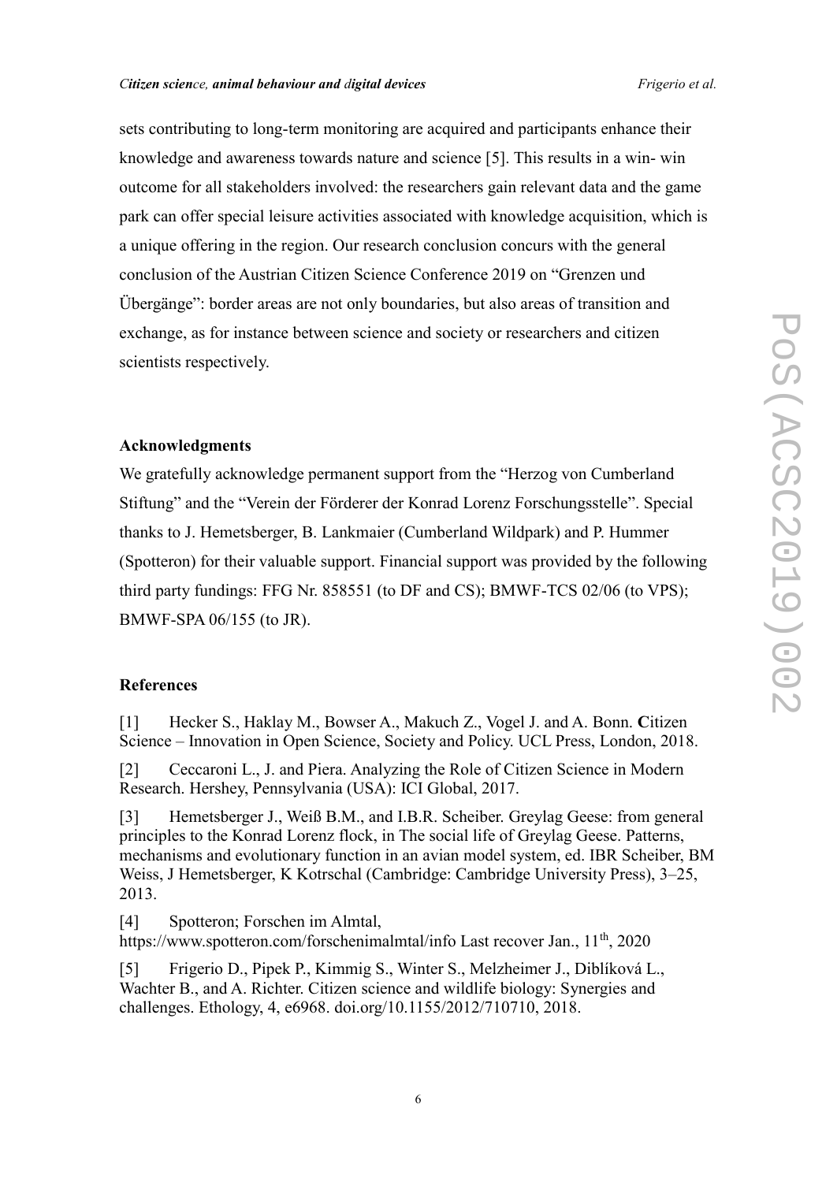sets contributing to long-term monitoring are acquired and participants enhance their knowledge and awareness towards nature and science [5]. This results in a win- win outcome for all stakeholders involved: the researchers gain relevant data and the game park can offer special leisure activities associated with knowledge acquisition, which is a unique offering in the region. Our research conclusion concurs with the general conclusion of the Austrian Citizen Science Conference 2019 on "Grenzen und Übergänge": border areas are not only boundaries, but also areas of transition and exchange, as for instance between science and society or researchers and citizen scientists respectively.

### Acknowledgments

We gratefully acknowledge permanent support from the "Herzog von Cumberland Stiftung" and the "Verein der Förderer der Konrad Lorenz Forschungsstelle". Special thanks to J. Hemetsberger, B. Lankmaier (Cumberland Wildpark) and P. Hummer (Spotteron) for their valuable support. Financial support was provided by the following third party fundings: FFG Nr. 858551 (to DF and CS); BMWF-TCS 02/06 (to VPS); BMWF-SPA 06/155 (to JR).

### References

[1] Hecker S., Haklay M., Bowser A., Makuch Z., Vogel J. and A. Bonn. **C**itizen Science – Innovation in Open Science, Society and Policy. UCL Press, London, 2018.

[2] Ceccaroni L., J. and Piera. Analyzing the Role of Citizen Science in Modern Research. Hershey, Pennsylvania (USA): ICI Global, 2017.

[3] Hemetsberger J., Weiß B.M., and I.B.R. Scheiber. Greylag Geese: from general principles to the Konrad Lorenz flock, in The social life of Greylag Geese. Patterns, mechanisms and evolutionary function in an avian model system, ed. IBR Scheiber, BM Weiss, J Hemetsberger, K Kotrschal (Cambridge: Cambridge University Press), 3–25, 2013.

[4] Spotteron; Forschen im Almtal, https://www.spotteron.com/forschenimalmtal/info Last recover Jan., 11th, 2020

[5] Frigerio D., Pipek P., Kimmig S., Winter S., Melzheimer J., Diblíková L., Wachter B., and A. Richter. Citizen science and wildlife biology: Synergies and challenges. Ethology, 4, e6968. doi.org/10.1155/2012/710710, 2018.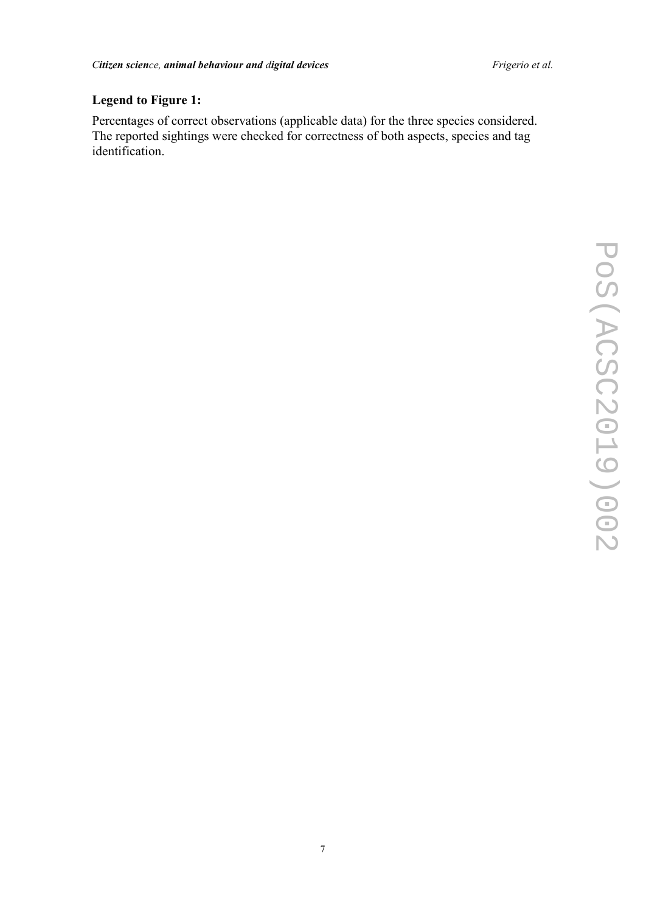**Legend to Figure 1:**

Percentages of correct observations (applicable data) for the three species considered. The reported sightings were checked for correctness of both aspects, species and tag identification.